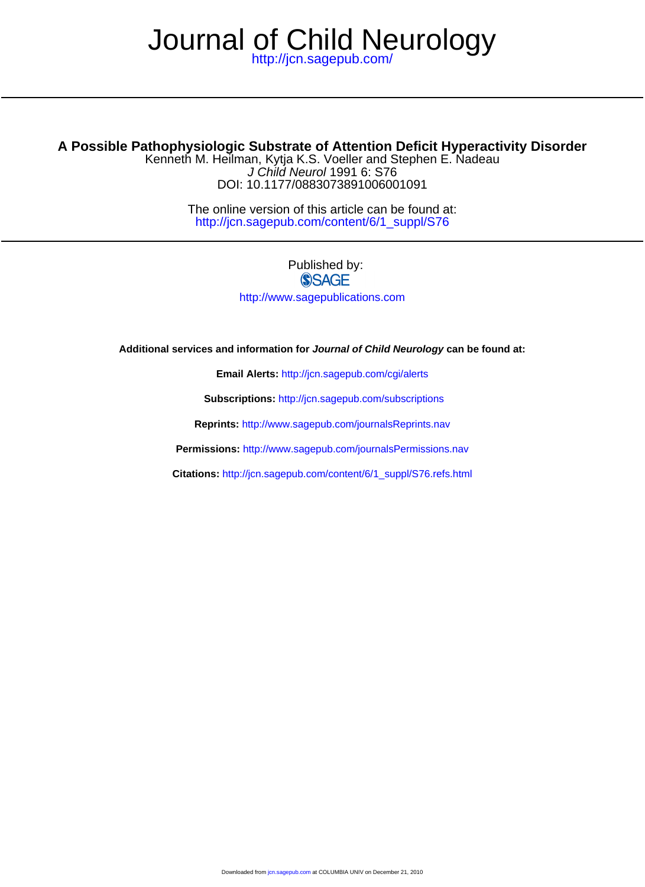# Journal of Child Neurology

http://jcn.sagepub.com/

## A Possible Pathophysiologic Substrate of Attention Deficit Hyperactivity Disorder

Kenneth M. Heilman, Kytja K.S. Voeller and Stephen E. Nadeau

*J Child Neurol* 1991 6: S76

DOI: 10.1177/0883073891006001091

The online version of this article can be found at:
http://jcn.sagepub.com/content/6/1_suppl/S76

Published by:

SAGE

http://www.sagepublications.com

**Additional services and information for *Journal of Child Neurology* can be found at:**

**Email Alerts:** http://jcn.sagepub.com/cgi/alerts

**Subscriptions:** http://jcn.sagepub.com/subscriptions

**Reprints:** http://www.sagepub.com/journalsReprints.nav

**Permissions:** http://www.sagepub.com/journalsPermissions.nav

**Citations:** http://jcn.sagepub.com/content/6/1_suppl/S76.refs.html

Downloaded from jcn.sagepub.com at COLUMBIA UNIV on December 21, 2010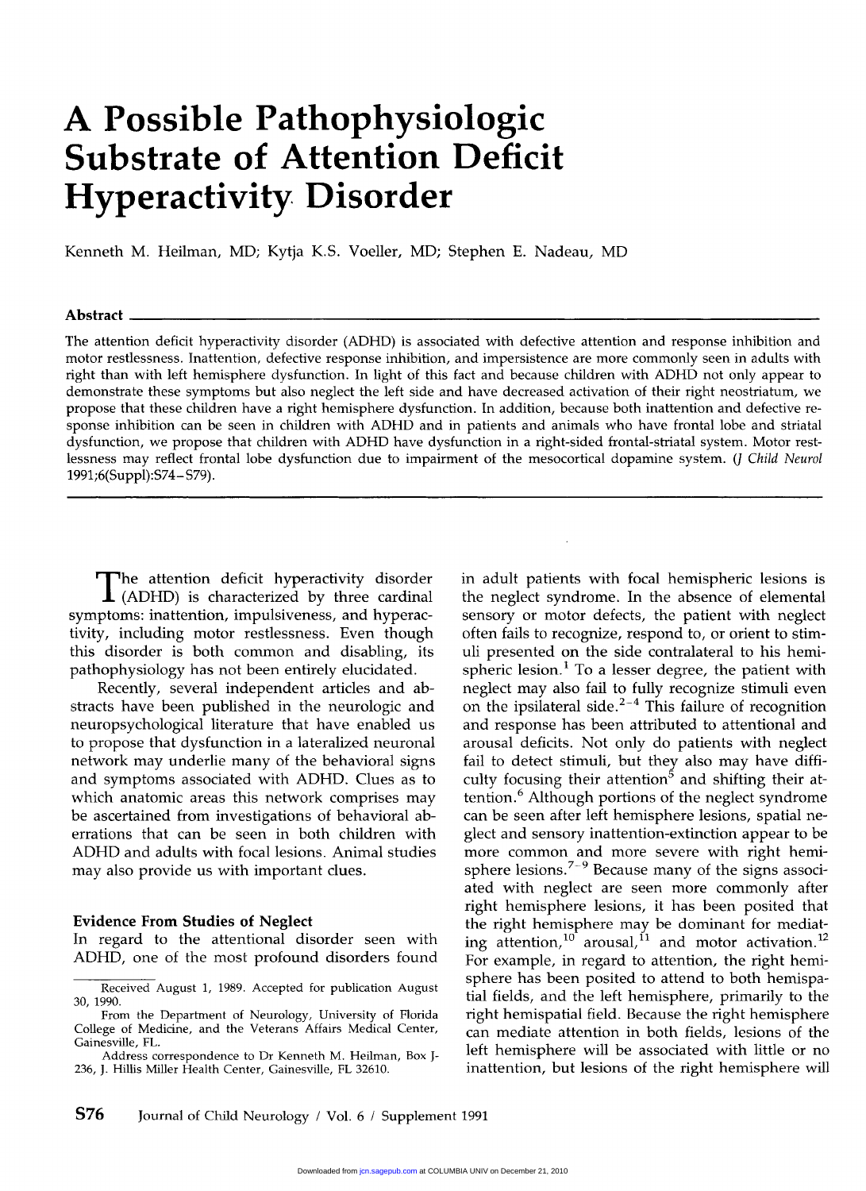# A Possible Pathophysiologic Substrate of Attention Deficit Hyperactivity Disorder

Kenneth M. Heilman, MD; Kytja K.S. Voeller, MD; Stephen E. Nadeau, MD

### Abstract

The attention deficit hyperactivity disorder (ADHD) is associated with defective attention and response inhibition and motor restlessness. Inattention, defective response inhibition, and impersistence are more commonly seen in adults with right than with left hemisphere dysfunction. In light of this fact and because children with ADHD not only appear to demonstrate these symptoms but also neglect the left side and have decreased activation of their right neostriatum, we propose that these children have a right hemisphere dysfunction. In addition, because both inattention and defective response inhibition can be seen in children with ADHD and in patients and animals who have frontal lobe and striatal dysfunction, we propose that children with ADHD have dysfunction in a right-sided frontal-striatal system. Motor restlessness may reflect frontal lobe dysfunction due to impairment of the mesocortical dopamine system. (*J Child Neurol* 1991;6(Suppl):S74–S79).

The attention deficit hyperactivity disorder (ADHD) is characterized by three cardinal symptoms: inattention, impulsiveness, and hyperactivity, including motor restlessness. Even though this disorder is both common and disabling, its pathophysiology has not been entirely elucidated.

Recently, several independent articles and abstracts have been published in the neurologic and neuropsychological literature that have enabled us to propose that dysfunction in a lateralized neuronal network may underlie many of the behavioral signs and symptoms associated with ADHD. Clues as to which anatomic areas this network comprises may be ascertained from investigations of behavioral aberrations that can be seen in both children with ADHD and adults with focal lesions. Animal studies may also provide us with important clues.

### Evidence From Studies of Neglect

In regard to the attentional disorder seen with ADHD, one of the most profound disorders found in adult patients with focal hemispheric lesions is the neglect syndrome. In the absence of elemental sensory or motor defects, the patient with neglect often fails to recognize, respond to, or orient to stimuli presented on the side contralateral to his hemispheric lesion.[1] To a lesser degree, the patient with neglect may also fail to fully recognize stimuli even on the ipsilateral side.[2–4] This failure of recognition and response has been attributed to attentional and arousal deficits. Not only do patients with neglect fail to detect stimuli, but they also may have difficulty focusing their attention[5] and shifting their attention.[6] Although portions of the neglect syndrome can be seen after left hemisphere lesions, spatial neglect and sensory inattention-extinction appear to be more common and more severe with right hemisphere lesions.[7–9] Because many of the signs associated with neglect are seen more commonly after right hemisphere lesions, it has been posited that the right hemisphere may be dominant for mediating attention,[10] arousal,[11] and motor activation.[12] For example, in regard to attention, the right hemisphere has been posited to attend to both hemispatial fields, and the left hemisphere, primarily to the right hemispatial field. Because the right hemisphere can mediate attention in both fields, lesions of the left hemisphere will be associated with little or no inattention, but lesions of the right hemisphere will

Received August 1, 1989. Accepted for publication August 30, 1990.

From the Department of Neurology, University of Florida College of Medicine, and the Veterans Affairs Medical Center, Gainesville, FL.

Address correspondence to Dr Kenneth M. Heilman, Box J-236, J. Hillis Miller Health Center, Gainesville, FL 32610.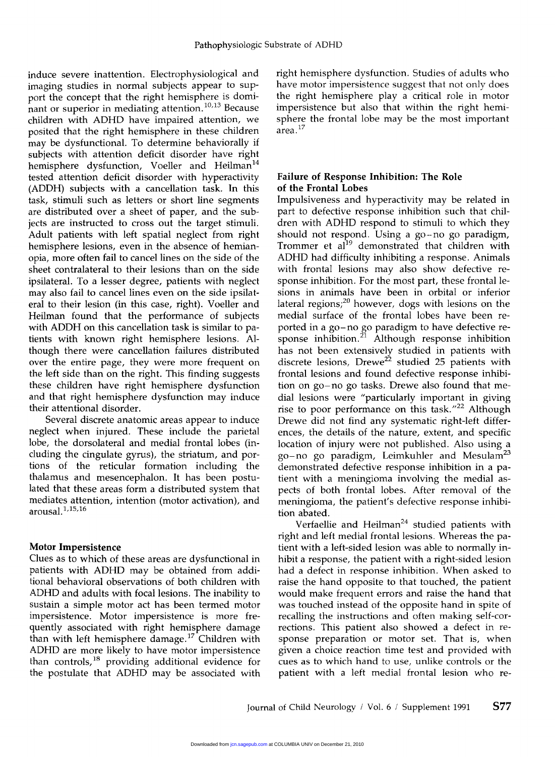induce severe inattention. Electrophysiological and imaging studies in normal subjects appear to support the concept that the right hemisphere is dominant or superior in mediating attention.[10,13] Because children with ADHD have impaired attention, we posited that the right hemisphere in these children may be dysfunctional. To determine behaviorally if subjects with attention deficit disorder have right hemisphere dysfunction, Voeller and Heilman[14] tested attention deficit disorder with hyperactivity (ADDH) subjects with a cancellation task. In this task, stimuli such as letters or short line segments are distributed over a sheet of paper, and the subjects are instructed to cross out the target stimuli. Adult patients with left spatial neglect from right hemisphere lesions, even in the absence of hemianopia, more often fail to cancel lines on the side of the sheet contralateral to their lesions than on the side ipsilateral. To a lesser degree, patients with neglect may also fail to cancel lines even on the side ipsilateral to their lesion (in this case, right). Voeller and Heilman found that the performance of subjects with ADDH on this cancellation task is similar to patients with known right hemisphere lesions. Although there were cancellation failures distributed over the entire page, they were more frequent on the left side than on the right. This finding suggests these children have right hemisphere dysfunction and that right hemisphere dysfunction may induce their attentional disorder.

Several discrete anatomic areas appear to induce neglect when injured. These include the parietal lobe, the dorsolateral and medial frontal lobes (including the cingulate gyrus), the striatum, and portions of the reticular formation including the thalamus and mesencephalon. It has been postulated that these areas form a distributed system that mediates attention, intention (motor activation), and arousal.[1,15,16]

### Motor Impersistence

Clues as to which of these areas are dysfunctional in patients with ADHD may be obtained from additional behavioral observations of both children with ADHD and adults with focal lesions. The inability to sustain a simple motor act has been termed motor impersistence. Motor impersistence is more frequently associated with right hemisphere damage than with left hemisphere damage.[17] Children with ADHD are more likely to have motor impersistence than controls,[18] providing additional evidence for the postulate that ADHD may be associated with right hemisphere dysfunction. Studies of adults who have motor impersistence suggest that not only does the right hemisphere play a critical role in motor impersistence but also that within the right hemisphere the frontal lobe may be the most important area.[17]

### Failure of Response Inhibition: The Role of the Frontal Lobes

Impulsiveness and hyperactivity may be related in part to defective response inhibition such that children with ADHD respond to stimuli to which they should not respond. Using a go–no go paradigm, Trommer et al[19] demonstrated that children with ADHD had difficulty inhibiting a response. Animals with frontal lesions may also show defective response inhibition. For the most part, these frontal lesions in animals have been in orbital or inferior lateral regions;[20] however, dogs with lesions on the medial surface of the frontal lobes have been reported in a go–no go paradigm to have defective response inhibition.[21] Although response inhibition has not been extensively studied in patients with discrete lesions, Drewe[22] studied 25 patients with frontal lesions and found defective response inhibition on go–no go tasks. Drewe also found that medial lesions were "particularly important in giving rise to poor performance on this task."[22] Although Drewe did not find any systematic right-left differences, the details of the nature, extent, and specific location of injury were not published. Also using a go–no go paradigm, Leimkuhler and Mesulam[23] demonstrated defective response inhibition in a patient with a meningioma involving the medial aspects of both frontal lobes. After removal of the meningioma, the patient's defective response inhibition abated.

Verfaellie and Heilman[24] studied patients with right and left medial frontal lesions. Whereas the patient with a left-sided lesion was able to normally inhibit a response, the patient with a right-sided lesion had a defect in response inhibition. When asked to raise the hand opposite to that touched, the patient would make frequent errors and raise the hand that was touched instead of the opposite hand in spite of recalling the instructions and often making self-corrections. This patient also showed a defect in response preparation or motor set. That is, when given a choice reaction time test and provided with cues as to which hand to use, unlike controls or the patient with a left medial frontal lesion who re-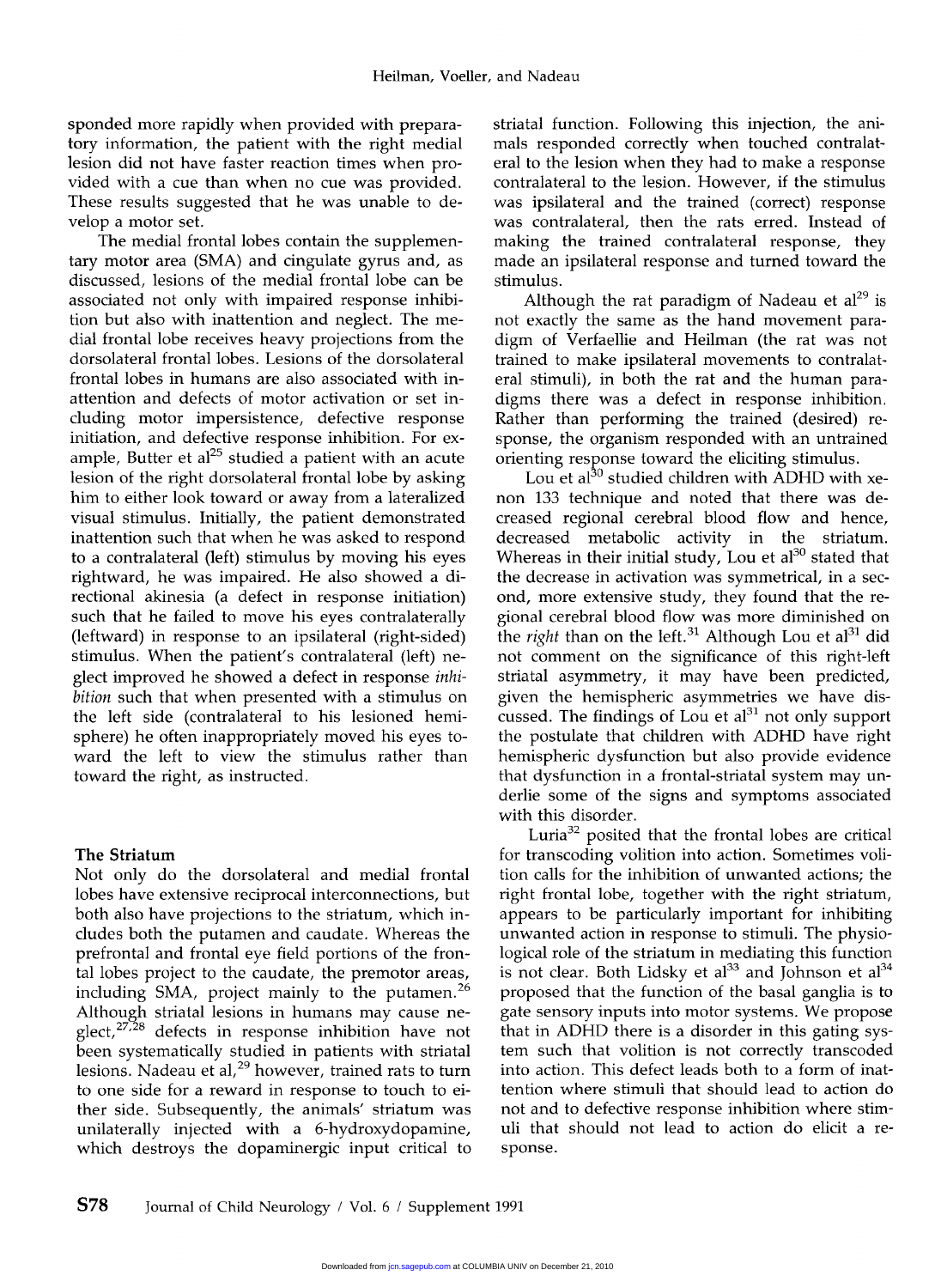sponded more rapidly when provided with preparatory information, the patient with the right medial lesion did not have faster reaction times when provided with a cue than when no cue was provided. These results suggested that he was unable to develop a motor set.

The medial frontal lobes contain the supplementary motor area (SMA) and cingulate gyrus and, as discussed, lesions of the medial frontal lobe can be associated not only with impaired response inhibition but also with inattention and neglect. The medial frontal lobe receives heavy projections from the dorsolateral frontal lobes. Lesions of the dorsolateral frontal lobes in humans are also associated with inattention and defects of motor activation or set including motor impersistence, defective response initiation, and defective response inhibition. For example, Butter et al[25] studied a patient with an acute lesion of the right dorsolateral frontal lobe by asking him to either look toward or away from a lateralized visual stimulus. Initially, the patient demonstrated inattention such that when he was asked to respond to a contralateral (left) stimulus by moving his eyes rightward, he was impaired. He also showed a directional akinesia (a defect in response initiation) such that he failed to move his eyes contralaterally (leftward) in response to an ipsilateral (right-sided) stimulus. When the patient's contralateral (left) neglect improved he showed a defect in response *inhibition* such that when presented with a stimulus on the left side (contralateral to his lesioned hemisphere) he often inappropriately moved his eyes toward the left to view the stimulus rather than toward the right, as instructed.

## The Striatum

Not only do the dorsolateral and medial frontal lobes have extensive reciprocal interconnections, but both also have projections to the striatum, which includes both the putamen and caudate. Whereas the prefrontal and frontal eye field portions of the frontal lobes project to the caudate, the premotor areas, including SMA, project mainly to the putamen.[26] Although striatal lesions in humans may cause neglect,[27,28] defects in response inhibition have not been systematically studied in patients with striatal lesions. Nadeau et al,[29] however, trained rats to turn to one side for a reward in response to touch to either side. Subsequently, the animals' striatum was unilaterally injected with a 6-hydroxydopamine, which destroys the dopaminergic input critical to striatal function. Following this injection, the animals responded correctly when touched contralateral to the lesion when they had to make a response contralateral to the lesion. However, if the stimulus was ipsilateral and the trained (correct) response was contralateral, then the rats erred. Instead of making the trained contralateral response, they made an ipsilateral response and turned toward the stimulus.

Although the rat paradigm of Nadeau et al[29] is not exactly the same as the hand movement paradigm of Verfaellie and Heilman (the rat was not trained to make ipsilateral movements to contralateral stimuli), in both the rat and the human paradigms there was a defect in response inhibition. Rather than performing the trained (desired) response, the organism responded with an untrained orienting response toward the eliciting stimulus.

Lou et al[30] studied children with ADHD with xenon 133 technique and noted that there was decreased regional cerebral blood flow and hence, decreased metabolic activity in the striatum. Whereas in their initial study, Lou et al[30] stated that the decrease in activation was symmetrical, in a second, more extensive study, they found that the regional cerebral blood flow was more diminished on the *right* than on the left.[31] Although Lou et al[31] did not comment on the significance of this right-left striatal asymmetry, it may have been predicted, given the hemispheric asymmetries we have discussed. The findings of Lou et al[31] not only support the postulate that children with ADHD have right hemispheric dysfunction but also provide evidence that dysfunction in a frontal-striatal system may underlie some of the signs and symptoms associated with this disorder.

Luria[32] posited that the frontal lobes are critical for transcoding volition into action. Sometimes volition calls for the inhibition of unwanted actions; the right frontal lobe, together with the right striatum, appears to be particularly important for inhibiting unwanted action in response to stimuli. The physiological role of the striatum in mediating this function is not clear. Both Lidsky et al[33] and Johnson et al[34] proposed that the function of the basal ganglia is to gate sensory inputs into motor systems. We propose that in ADHD there is a disorder in this gating system such that volition is not correctly transcoded into action. This defect leads both to a form of inattention where stimuli that should lead to action do not and to defective response inhibition where stimuli that should not lead to action do elicit a response.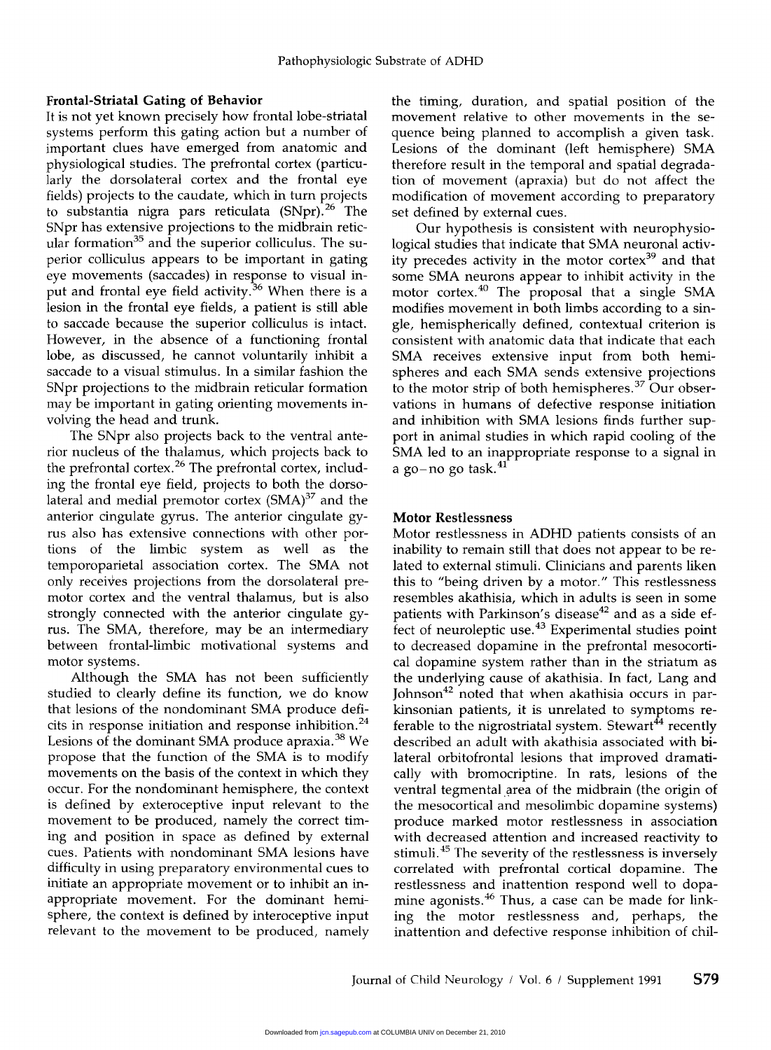## Frontal-Striatal Gating of Behavior

It is not yet known precisely how frontal lobe-striatal systems perform this gating action but a number of important clues have emerged from anatomic and physiological studies. The prefrontal cortex (particularly the dorsolateral cortex and the frontal eye fields) projects to the caudate, which in turn projects to substantia nigra pars reticulata (SNpr).[26] The SNpr has extensive projections to the midbrain reticular formation[35] and the superior colliculus. The superior colliculus appears to be important in gating eye movements (saccades) in response to visual input and frontal eye field activity.[36] When there is a lesion in the frontal eye fields, a patient is still able to saccade because the superior colliculus is intact. However, in the absence of a functioning frontal lobe, as discussed, he cannot voluntarily inhibit a saccade to a visual stimulus. In a similar fashion the SNpr projections to the midbrain reticular formation may be important in gating orienting movements involving the head and trunk.

The SNpr also projects back to the ventral anterior nucleus of the thalamus, which projects back to the prefrontal cortex.[26] The prefrontal cortex, including the frontal eye field, projects to both the dorsolateral and medial premotor cortex (SMA)[37] and the anterior cingulate gyrus. The anterior cingulate gyrus also has extensive connections with other portions of the limbic system as well as the temporoparietal association cortex. The SMA not only receives projections from the dorsolateral premotor cortex and the ventral thalamus, but is also strongly connected with the anterior cingulate gyrus. The SMA, therefore, may be an intermediary between frontal-limbic motivational systems and motor systems.

Although the SMA has not been sufficiently studied to clearly define its function, we do know that lesions of the nondominant SMA produce deficits in response initiation and response inhibition.[24] Lesions of the dominant SMA produce apraxia.[38] We propose that the function of the SMA is to modify movements on the basis of the context in which they occur. For the nondominant hemisphere, the context is defined by exteroceptive input relevant to the movement to be produced, namely the correct timing and position in space as defined by external cues. Patients with nondominant SMA lesions have difficulty in using preparatory environmental cues to initiate an appropriate movement or to inhibit an inappropriate movement. For the dominant hemisphere, the context is defined by interoceptive input relevant to the movement to be produced, namely the timing, duration, and spatial position of the movement relative to other movements in the sequence being planned to accomplish a given task. Lesions of the dominant (left hemisphere) SMA therefore result in the temporal and spatial degradation of movement (apraxia) but do not affect the modification of movement according to preparatory set defined by external cues.

Our hypothesis is consistent with neurophysiological studies that indicate that SMA neuronal activity precedes activity in the motor cortex[39] and that some SMA neurons appear to inhibit activity in the motor cortex.[40] The proposal that a single SMA modifies movement in both limbs according to a single, hemispherically defined, contextual criterion is consistent with anatomic data that indicate that each SMA receives extensive input from both hemispheres and each SMA sends extensive projections to the motor strip of both hemispheres.[37] Our observations in humans of defective response initiation and inhibition with SMA lesions finds further support in animal studies in which rapid cooling of the SMA led to an inappropriate response to a signal in a go–no go task.[41]

## Motor Restlessness

Motor restlessness in ADHD patients consists of an inability to remain still that does not appear to be related to external stimuli. Clinicians and parents liken this to "being driven by a motor." This restlessness resembles akathisia, which in adults is seen in some patients with Parkinson's disease[42] and as a side effect of neuroleptic use.[43] Experimental studies point to decreased dopamine in the prefrontal mesocortical dopamine system rather than in the striatum as the underlying cause of akathisia. In fact, Lang and Johnson[42] noted that when akathisia occurs in parkinsonian patients, it is unrelated to symptoms referable to the nigrostriatal system. Stewart[44] recently described an adult with akathisia associated with bilateral orbitofrontal lesions that improved dramatically with bromocriptine. In rats, lesions of the ventral tegmental area of the midbrain (the origin of the mesocortical and mesolimbic dopamine systems) produce marked motor restlessness in association with decreased attention and increased reactivity to stimuli.[45] The severity of the restlessness is inversely correlated with prefrontal cortical dopamine. The restlessness and inattention respond well to dopamine agonists.[46] Thus, a case can be made for linking the motor restlessness and, perhaps, the inattention and defective response inhibition of chil-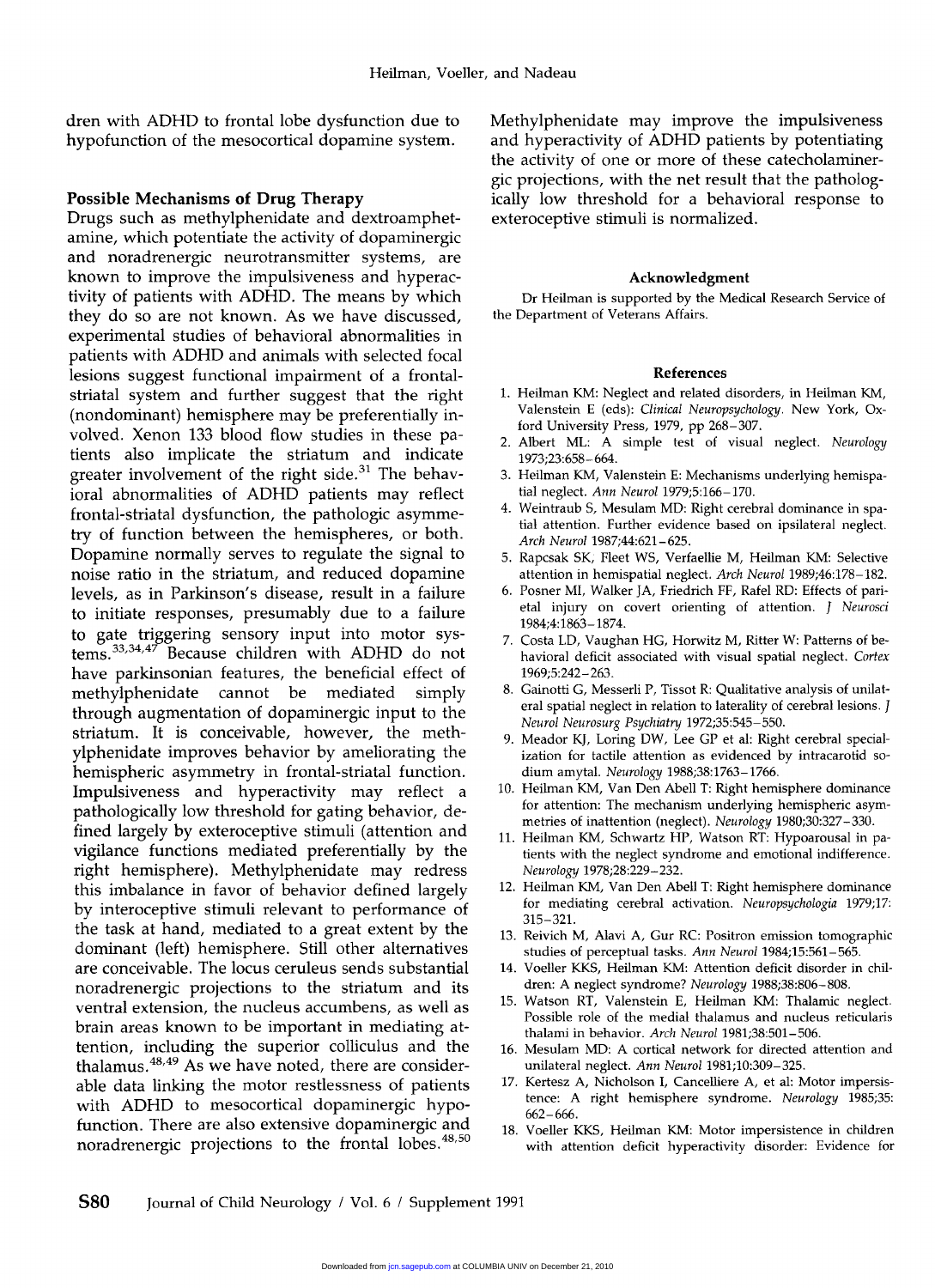dren with ADHD to frontal lobe dysfunction due to hypofunction of the mesocortical dopamine system.

## Possible Mechanisms of Drug Therapy

Drugs such as methylphenidate and dextroamphetamine, which potentiate the activity of dopaminergic and noradrenergic neurotransmitter systems, are known to improve the impulsiveness and hyperactivity of patients with ADHD. The means by which they do so are not known. As we have discussed, experimental studies of behavioral abnormalities in patients with ADHD and animals with selected focal lesions suggest functional impairment of a frontal-striatal system and further suggest that the right (nondominant) hemisphere may be preferentially involved. Xenon 133 blood flow studies in these patients also implicate the striatum and indicate greater involvement of the right side.[31] The behavioral abnormalities of ADHD patients may reflect frontal-striatal dysfunction, the pathologic asymmetry of function between the hemispheres, or both. Dopamine normally serves to regulate the signal to noise ratio in the striatum, and reduced dopamine levels, as in Parkinson's disease, result in a failure to initiate responses, presumably due to a failure to gate triggering sensory input into motor systems.[33,34,47] Because children with ADHD do not have parkinsonian features, the beneficial effect of methylphenidate cannot be mediated simply through augmentation of dopaminergic input to the striatum. It is conceivable, however, the methylphenidate improves behavior by ameliorating the hemispheric asymmetry in frontal-striatal function. Impulsiveness and hyperactivity may reflect a pathologically low threshold for gating behavior, defined largely by exteroceptive stimuli (attention and vigilance functions mediated preferentially by the right hemisphere). Methylphenidate may redress this imbalance in favor of behavior defined largely by interoceptive stimuli relevant to performance of the task at hand, mediated to a great extent by the dominant (left) hemisphere. Still other alternatives are conceivable. The locus ceruleus sends substantial noradrenergic projections to the striatum and its ventral extension, the nucleus accumbens, as well as brain areas known to be important in mediating attention, including the superior colliculus and the thalamus.[48,49] As we have noted, there are considerable data linking the motor restlessness of patients with ADHD to mesocortical dopaminergic hypofunction. There are also extensive dopaminergic and noradrenergic projections to the frontal lobes.[48,50] Methylphenidate may improve the impulsiveness and hyperactivity of ADHD patients by potentiating the activity of one or more of these catecholaminergic projections, with the net result that the pathologically low threshold for a behavioral response to exteroceptive stimuli is normalized.

#### Acknowledgment

Dr Heilman is supported by the Medical Research Service of the Department of Veterans Affairs.

#### References

1. Heilman KM: Neglect and related disorders, in Heilman KM, Valenstein E (eds): *Clinical Neuropsychology*. New York, Oxford University Press, 1979, pp 268–307.
2. Albert ML: A simple test of visual neglect. *Neurology* 1973;23:658–664.
3. Heilman KM, Valenstein E: Mechanisms underlying hemispatial neglect. *Ann Neurol* 1979;5:166–170.
4. Weintraub S, Mesulam MD: Right cerebral dominance in spatial attention. Further evidence based on ipsilateral neglect. *Arch Neurol* 1987;44:621–625.
5. Rapcsak SK, Fleet WS, Verfaellie M, Heilman KM: Selective attention in hemispatial neglect. *Arch Neurol* 1989;46:178–182.
6. Posner MI, Walker JA, Friedrich FF, Rafel RD: Effects of parietal injury on covert orienting of attention. *J Neurosci* 1984;4:1863–1874.
7. Costa LD, Vaughan HG, Horwitz M, Ritter W: Patterns of behavioral deficit associated with visual spatial neglect. *Cortex* 1969;5:242–263.
8. Gainotti G, Messerli P, Tissot R: Qualitative analysis of unilateral spatial neglect in relation to laterality of cerebral lesions. *J Neurol Neurosurg Psychiatry* 1972;35:545–550.
9. Meador KJ, Loring DW, Lee GP et al: Right cerebral specialization for tactile attention as evidenced by intracarotid sodium amytal. *Neurology* 1988;38:1763–1766.
10. Heilman KM, Van Den Abell T: Right hemisphere dominance for attention: The mechanism underlying hemispheric asymmetries of inattention (neglect). *Neurology* 1980;30:327–330.
11. Heilman KM, Schwartz HP, Watson RT: Hypoarousal in patients with the neglect syndrome and emotional indifference. *Neurology* 1978;28:229–232.
12. Heilman KM, Van Den Abell T: Right hemisphere dominance for mediating cerebral activation. *Neuropsychologia* 1979;17:315–321.
13. Reivich M, Alavi A, Gur RC: Positron emission tomographic studies of perceptual tasks. *Ann Neurol* 1984;15:561–565.
14. Voeller KKS, Heilman KM: Attention deficit disorder in children: A neglect syndrome? *Neurology* 1988;38:806–808.
15. Watson RT, Valenstein E, Heilman KM: Thalamic neglect. Possible role of the medial thalamus and nucleus reticularis thalami in behavior. *Arch Neurol* 1981;38:501–506.
16. Mesulam MD: A cortical network for directed attention and unilateral neglect. *Ann Neurol* 1981;10:309–325.
17. Kertesz A, Nicholson I, Cancelliere A, et al: Motor impersistence: A right hemisphere syndrome. *Neurology* 1985;35:662–666.
18. Voeller KKS, Heilman KM: Motor impersistence in children with attention deficit hyperactivity disorder: Evidence for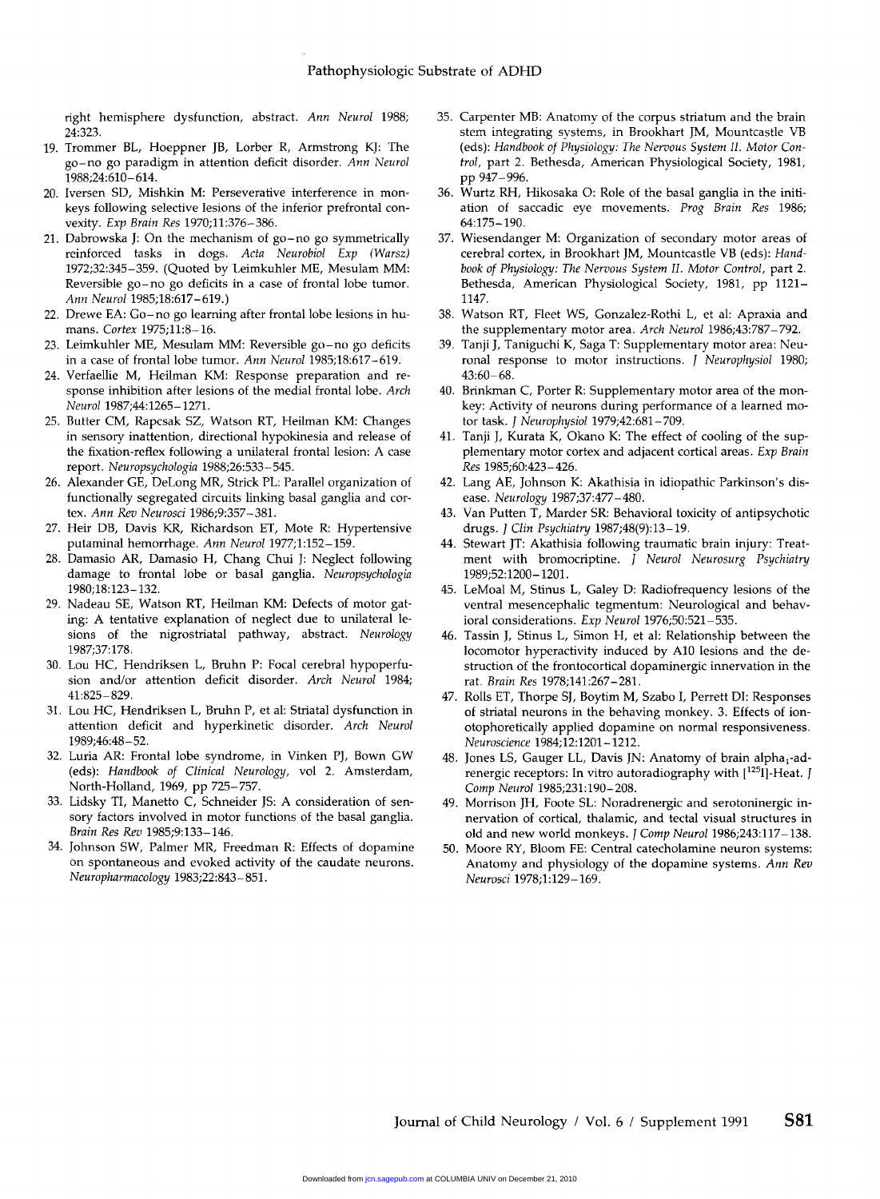right hemisphere dysfunction, abstract. *Ann Neurol* 1988; 24:323.

19. Trommer BL, Hoeppner JB, Lorber R, Armstrong KJ: The go–no go paradigm in attention deficit disorder. *Ann Neurol* 1988;24:610–614.
20. Iversen SD, Mishkin M: Perseverative interference in monkeys following selective lesions of the inferior prefrontal convexity. *Exp Brain Res* 1970;11:376–386.
21. Dabrowska J: On the mechanism of go–no go symmetrically reinforced tasks in dogs. *Acta Neurobiol Exp (Warsz)* 1972;32:345–359. (Quoted by Leimkuhler ME, Mesulam MM: Reversible go–no go deficits in a case of frontal lobe tumor. *Ann Neurol* 1985;18:617–619.)
22. Drewe EA: Go–no go learning after frontal lobe lesions in humans. *Cortex* 1975;11:8–16.
23. Leimkuhler ME, Mesulam MM: Reversible go–no go deficits in a case of frontal lobe tumor. *Ann Neurol* 1985;18:617–619.
24. Verfaellie M, Heilman KM: Response preparation and response inhibition after lesions of the medial frontal lobe. *Arch Neurol* 1987;44:1265–1271.
25. Butter CM, Rapcsak SZ, Watson RT, Heilman KM: Changes in sensory inattention, directional hypokinesia and release of the fixation-reflex following a unilateral frontal lesion: A case report. *Neuropsychologia* 1988;26:533–545.
26. Alexander GE, DeLong MR, Strick PL: Parallel organization of functionally segregated circuits linking basal ganglia and cortex. *Ann Rev Neurosci* 1986;9:357–381.
27. Heir DB, Davis KR, Richardson ET, Mote R: Hypertensive putaminal hemorrhage. *Ann Neurol* 1977;1:152–159.
28. Damasio AR, Damasio H, Chang Chui J: Neglect following damage to frontal lobe or basal ganglia. *Neuropsychologia* 1980;18:123–132.
29. Nadeau SE, Watson RT, Heilman KM: Defects of motor gating: A tentative explanation of neglect due to unilateral lesions of the nigrostriatal pathway, abstract. *Neurology* 1987;37:178.
30. Lou HC, Hendriksen L, Bruhn P: Focal cerebral hypoperfusion and/or attention deficit disorder. *Arch Neurol* 1984; 41:825–829.
31. Lou HC, Hendriksen L, Bruhn P, et al: Striatal dysfunction in attention deficit and hyperkinetic disorder. *Arch Neurol* 1989;46:48–52.
32. Luria AR: Frontal lobe syndrome, in Vinken PJ, Bown GW (eds): *Handbook of Clinical Neurology*, vol 2. Amsterdam, North-Holland, 1969, pp 725–757.
33. Lidsky TI, Manetto C, Schneider JS: A consideration of sensory factors involved in motor functions of the basal ganglia. *Brain Res Rev* 1985;9:133–146.
34. Johnson SW, Palmer MR, Freedman R: Effects of dopamine on spontaneous and evoked activity of the caudate neurons. *Neuropharmacology* 1983;22:843–851.
35. Carpenter MB: Anatomy of the corpus striatum and the brain stem integrating systems, in Brookhart JM, Mountcastle VB (eds): *Handbook of Physiology: The Nervous System II. Motor Control*, part 2. Bethesda, American Physiological Society, 1981, pp 947–996.
36. Wurtz RH, Hikosaka O: Role of the basal ganglia in the initiation of saccadic eye movements. *Prog Brain Res* 1986; 64:175–190.
37. Wiesendanger M: Organization of secondary motor areas of cerebral cortex, in Brookhart JM, Mountcastle VB (eds): *Handbook of Physiology: The Nervous System II. Motor Control*, part 2. Bethesda, American Physiological Society, 1981, pp 1121–1147.
38. Watson RT, Fleet WS, Gonzalez-Rothi L, et al: Apraxia and the supplementary motor area. *Arch Neurol* 1986;43:787–792.
39. Tanji J, Taniguchi K, Saga T: Supplementary motor area: Neuronal response to motor instructions. *J Neurophysiol* 1980; 43:60–68.
40. Brinkman C, Porter R: Supplementary motor area of the monkey: Activity of neurons during performance of a learned motor task. *J Neurophysiol* 1979;42:681–709.
41. Tanji J, Kurata K, Okano K: The effect of cooling of the supplementary motor cortex and adjacent cortical areas. *Exp Brain Res* 1985;60:423–426.
42. Lang AE, Johnson K: Akathisia in idiopathic Parkinson's disease. *Neurology* 1987;37:477–480.
43. Van Putten T, Marder SR: Behavioral toxicity of antipsychotic drugs. *J Clin Psychiatry* 1987;48(9):13–19.
44. Stewart JT: Akathisia following traumatic brain injury: Treatment with bromocriptine. *J Neurol Neurosurg Psychiatry* 1989;52:1200–1201.
45. LeMoal M, Stinus L, Galey D: Radiofrequency lesions of the ventral mesencephalic tegmentum: Neurological and behavioral considerations. *Exp Neurol* 1976;50:521–535.
46. Tassin J, Stinus L, Simon H, et al: Relationship between the locomotor hyperactivity induced by A10 lesions and the destruction of the frontocortical dopaminergic innervation in the rat. *Brain Res* 1978;141:267–281.
47. Rolls ET, Thorpe SJ, Boytim M, Szabo I, Perrett DI: Responses of striatal neurons in the behaving monkey. 3. Effects of iontophoretically applied dopamine on normal responsiveness. *Neuroscience* 1984;12:1201–1212.
48. Jones LS, Gauger LL, Davis JN: Anatomy of brain alpha$_1$-adrenergic receptors: In vitro autoradiography with [$^{125}$I]-Heat. *J Comp Neurol* 1985;231:190–208.
49. Morrison JH, Foote SL: Noradrenergic and serotoninergic innervation of cortical, thalamic, and tectal visual structures in old and new world monkeys. *J Comp Neurol* 1986;243:117–138.
50. Moore RY, Bloom FE: Central catecholamine neuron systems: Anatomy and physiology of the dopamine systems. *Ann Rev Neurosci* 1978;1:129–169.